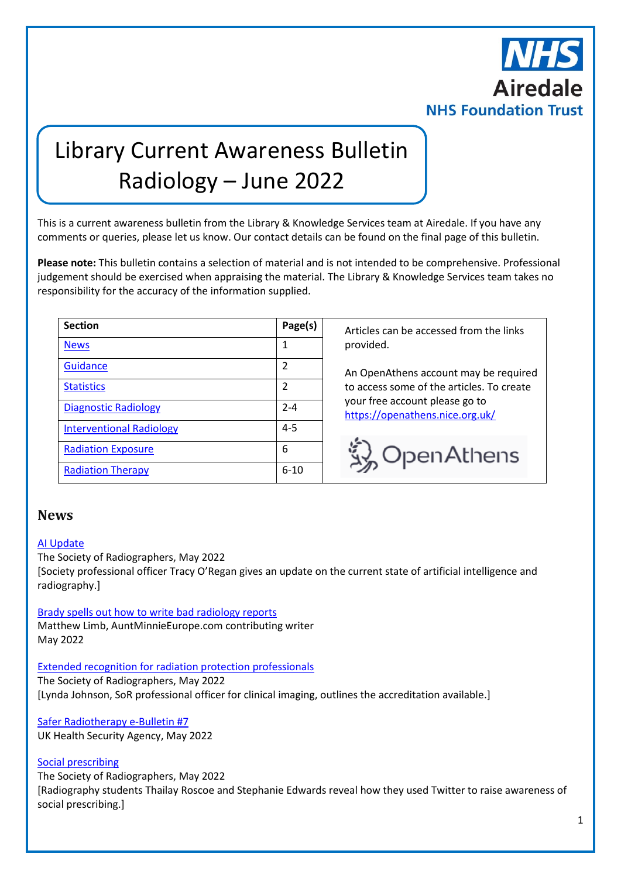NHS Airedale NHS Foundation Trust

# Library Current Awareness Bulletin Radiology – June 2022

This is a current awareness bulletin from the Library & Knowledge Services team at Airedale. If you have any comments or queries, please let us know. Our contact details can be found on the final page of this bulletin.

**Please note:** This bulletin contains a selection of material and is not intended to be comprehensive. Professional judgement should be exercised when appraising the material. The Library & Knowledge Services team takes no responsibility for the accuracy of the information supplied.

| Section | Page(s) |
|---|---|
| News | 1 |
| Guidance | 2 |
| Statistics | 2 |
| Diagnostic Radiology | 2-4 |
| Interventional Radiology | 4-5 |
| Radiation Exposure | 6 |
| Radiation Therapy | 6-10 |

Articles can be accessed from the links provided.

An OpenAthens account may be required to access some of the articles. To create your free account please go to https://openathens.nice.org.uk/

## News

AI Update
The Society of Radiographers, May 2022
[Society professional officer Tracy O'Regan gives an update on the current state of artificial intelligence and radiography.]

Brady spells out how to write bad radiology reports
Matthew Limb, AuntMinnieEurope.com contributing writer
May 2022

Extended recognition for radiation protection professionals
The Society of Radiographers, May 2022
[Lynda Johnson, SoR professional officer for clinical imaging, outlines the accreditation available.]

Safer Radiotherapy e-Bulletin #7
UK Health Security Agency, May 2022

Social prescribing
The Society of Radiographers, May 2022
[Radiography students Thailay Roscoe and Stephanie Edwards reveal how they used Twitter to raise awareness of social prescribing.]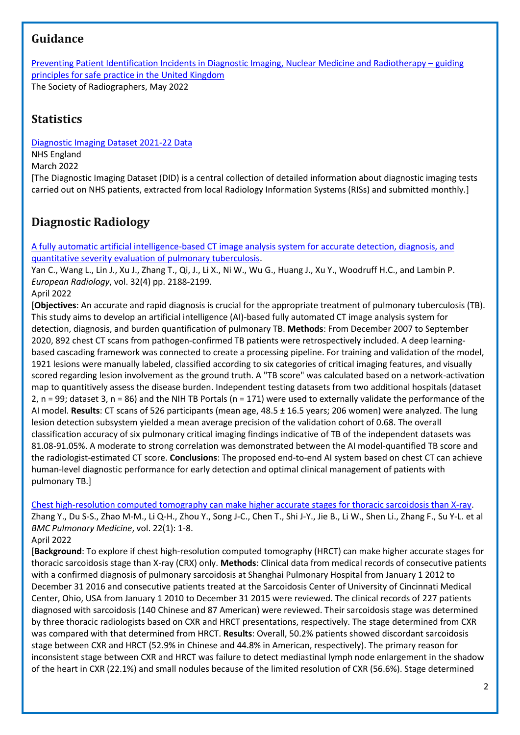## Guidance

[Preventing Patient Identification Incidents in Diagnostic Imaging, Nuclear Medicine and Radiotherapy – guiding principles for safe practice in the United Kingdom]
The Society of Radiographers, May 2022

## Statistics

[Diagnostic Imaging Dataset 2021-22 Data]
NHS England
March 2022
[The Diagnostic Imaging Dataset (DID) is a central collection of detailed information about diagnostic imaging tests carried out on NHS patients, extracted from local Radiology Information Systems (RISs) and submitted monthly.]

## Diagnostic Radiology

[A fully automatic artificial intelligence-based CT image analysis system for accurate detection, diagnosis, and quantitative severity evaluation of pulmonary tuberculosis].
Yan C., Wang L., Lin J., Xu J., Zhang T., Qi, J., Li X., Ni W., Wu G., Huang J., Xu Y., Woodruff H.C., and Lambin P.
*European Radiology*, vol. 32(4) pp. 2188-2199.
April 2022
[**Objectives**: An accurate and rapid diagnosis is crucial for the appropriate treatment of pulmonary tuberculosis (TB). This study aims to develop an artificial intelligence (AI)-based fully automated CT image analysis system for detection, diagnosis, and burden quantification of pulmonary TB. **Methods**: From December 2007 to September 2020, 892 chest CT scans from pathogen-confirmed TB patients were retrospectively included. A deep learning-based cascading framework was connected to create a processing pipeline. For training and validation of the model, 1921 lesions were manually labeled, classified according to six categories of critical imaging features, and visually scored regarding lesion involvement as the ground truth. A "TB score" was calculated based on a network-activation map to quantitatively assess the disease burden. Independent testing datasets from two additional hospitals (dataset 2, n = 99; dataset 3, n = 86) and the NIH TB Portals (n = 171) were used to externally validate the performance of the AI model. **Results**: CT scans of 526 participants (mean age, 48.5 ± 16.5 years; 206 women) were analyzed. The lung lesion detection subsystem yielded a mean average precision of the validation cohort of 0.68. The overall classification accuracy of six pulmonary critical imaging findings indicative of TB of the independent datasets was 81.08-91.05%. A moderate to strong correlation was demonstrated between the AI model-quantified TB score and the radiologist-estimated CT score. **Conclusions**: The proposed end-to-end AI system based on chest CT can achieve human-level diagnostic performance for early detection and optimal clinical management of patients with pulmonary TB.]

[Chest high-resolution computed tomography can make higher accurate stages for thoracic sarcoidosis than X-ray].
Zhang Y., Du S-S., Zhao M-M., Li Q-H., Zhou Y., Song J-C., Chen T., Shi J-Y., Jie B., Li W., Shen Li., Zhang F., Su Y-L. et al
*BMC Pulmonary Medicine*, vol. 22(1): 1-8.
April 2022
[**Background**: To explore if chest high-resolution computed tomography (HRCT) can make higher accurate stages for thoracic sarcoidosis stage than X-ray (CRX) only. **Methods**: Clinical data from medical records of consecutive patients with a confirmed diagnosis of pulmonary sarcoidosis at Shanghai Pulmonary Hospital from January 1 2012 to December 31 2016 and consecutive patients treated at the Sarcoidosis Center of University of Cincinnati Medical Center, Ohio, USA from January 1 2010 to December 31 2015 were reviewed. The clinical records of 227 patients diagnosed with sarcoidosis (140 Chinese and 87 American) were reviewed. Their sarcoidosis stage was determined by three thoracic radiologists based on CXR and HRCT presentations, respectively. The stage determined from CXR was compared with that determined from HRCT. **Results**: Overall, 50.2% patients showed discordant sarcoidosis stage between CXR and HRCT (52.9% in Chinese and 44.8% in American, respectively). The primary reason for inconsistent stage between CXR and HRCT was failure to detect mediastinal lymph node enlargement in the shadow of the heart in CXR (22.1%) and small nodules because of the limited resolution of CXR (56.6%). Stage determined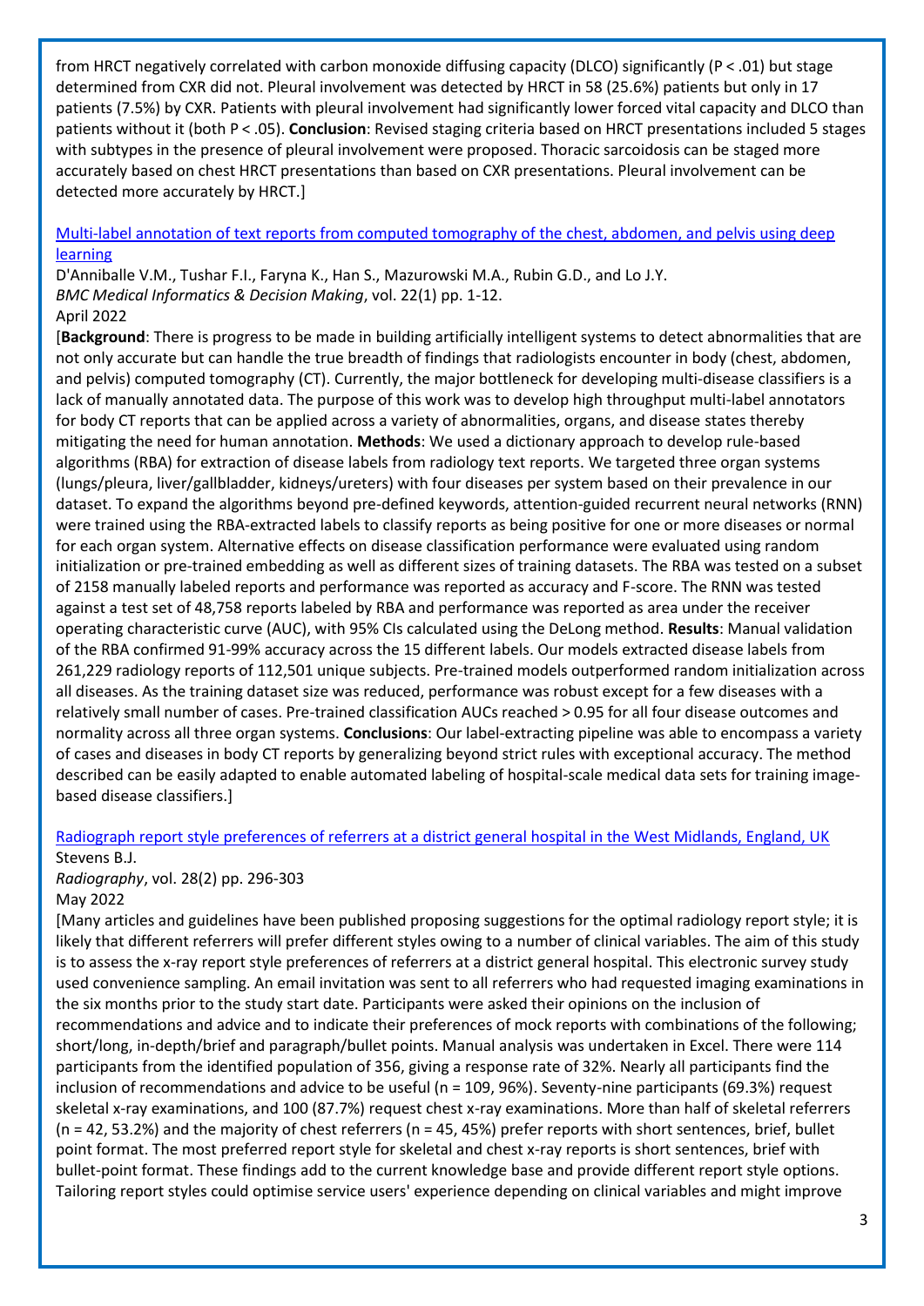from HRCT negatively correlated with carbon monoxide diffusing capacity (DLCO) significantly ($P < .01$) but stage determined from CXR did not. Pleural involvement was detected by HRCT in 58 (25.6%) patients but only in 17 patients (7.5%) by CXR. Patients with pleural involvement had significantly lower forced vital capacity and DLCO than patients without it (both $P < .05$). **Conclusion**: Revised staging criteria based on HRCT presentations included 5 stages with subtypes in the presence of pleural involvement were proposed. Thoracic sarcoidosis can be staged more accurately based on chest HRCT presentations than based on CXR presentations. Pleural involvement can be detected more accurately by HRCT.]

[Multi-label annotation of text reports from computed tomography of the chest, abdomen, and pelvis using deep learning]

D'Anniballe V.M., Tushar F.I., Faryna K., Han S., Mazurowski M.A., Rubin G.D., and Lo J.Y.
*BMC Medical Informatics & Decision Making*, vol. 22(1) pp. 1-12.
April 2022

[**Background**: There is progress to be made in building artificially intelligent systems to detect abnormalities that are not only accurate but can handle the true breadth of findings that radiologists encounter in body (chest, abdomen, and pelvis) computed tomography (CT). Currently, the major bottleneck for developing multi-disease classifiers is a lack of manually annotated data. The purpose of this work was to develop high throughput multi-label annotators for body CT reports that can be applied across a variety of abnormalities, organs, and disease states thereby mitigating the need for human annotation. **Methods**: We used a dictionary approach to develop rule-based algorithms (RBA) for extraction of disease labels from radiology text reports. We targeted three organ systems (lungs/pleura, liver/gallbladder, kidneys/ureters) with four diseases per system based on their prevalence in our dataset. To expand the algorithms beyond pre-defined keywords, attention-guided recurrent neural networks (RNN) were trained using the RBA-extracted labels to classify reports as being positive for one or more diseases or normal for each organ system. Alternative effects on disease classification performance were evaluated using random initialization or pre-trained embedding as well as different sizes of training datasets. The RBA was tested on a subset of 2158 manually labeled reports and performance was reported as accuracy and F-score. The RNN was tested against a test set of 48,758 reports labeled by RBA and performance was reported as area under the receiver operating characteristic curve (AUC), with 95% CIs calculated using the DeLong method. **Results**: Manual validation of the RBA confirmed 91-99% accuracy across the 15 different labels. Our models extracted disease labels from 261,229 radiology reports of 112,501 unique subjects. Pre-trained models outperformed random initialization across all diseases. As the training dataset size was reduced, performance was robust except for a few diseases with a relatively small number of cases. Pre-trained classification AUCs reached > 0.95 for all four disease outcomes and normality across all three organ systems. **Conclusions**: Our label-extracting pipeline was able to encompass a variety of cases and diseases in body CT reports by generalizing beyond strict rules with exceptional accuracy. The method described can be easily adapted to enable automated labeling of hospital-scale medical data sets for training image-based disease classifiers.]

[Radiograph report style preferences of referrers at a district general hospital in the West Midlands, England, UK]

Stevens B.J.
*Radiography*, vol. 28(2) pp. 296-303
May 2022

[Many articles and guidelines have been published proposing suggestions for the optimal radiology report style; it is likely that different referrers will prefer different styles owing to a number of clinical variables. The aim of this study is to assess the x-ray report style preferences of referrers at a district general hospital. This electronic survey study used convenience sampling. An email invitation was sent to all referrers who had requested imaging examinations in the six months prior to the study start date. Participants were asked their opinions on the inclusion of recommendations and advice and to indicate their preferences of mock reports with combinations of the following; short/long, in-depth/brief and paragraph/bullet points. Manual analysis was undertaken in Excel. There were 114 participants from the identified population of 356, giving a response rate of 32%. Nearly all participants find the inclusion of recommendations and advice to be useful (n = 109, 96%). Seventy-nine participants (69.3%) request skeletal x-ray examinations, and 100 (87.7%) request chest x-ray examinations. More than half of skeletal referrers (n = 42, 53.2%) and the majority of chest referrers (n = 45, 45%) prefer reports with short sentences, brief, bullet point format. The most preferred report style for skeletal and chest x-ray reports is short sentences, brief with bullet-point format. These findings add to the current knowledge base and provide different report style options. Tailoring report styles could optimise service users' experience depending on clinical variables and might improve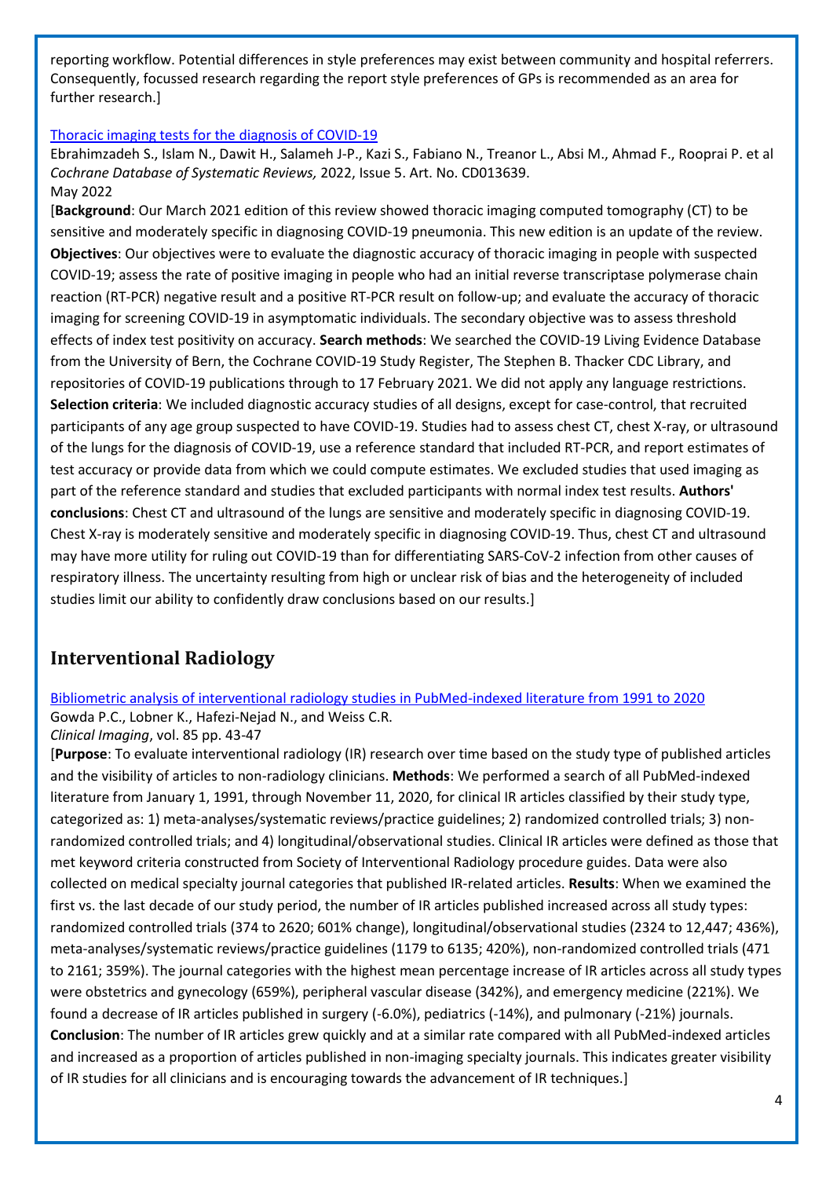reporting workflow. Potential differences in style preferences may exist between community and hospital referrers. Consequently, focussed research regarding the report style preferences of GPs is recommended as an area for further research.]

[Thoracic imaging tests for the diagnosis of COVID-19](#)

Ebrahimzadeh S., Islam N., Dawit H., Salameh J-P., Kazi S., Fabiano N., Treanor L., Absi M., Ahmad F., Rooprai P. et al

*Cochrane Database of Systematic Reviews,* 2022, Issue 5. Art. No. CD013639.

May 2022

[**Background**: Our March 2021 edition of this review showed thoracic imaging computed tomography (CT) to be sensitive and moderately specific in diagnosing COVID-19 pneumonia. This new edition is an update of the review. **Objectives**: Our objectives were to evaluate the diagnostic accuracy of thoracic imaging in people with suspected COVID-19; assess the rate of positive imaging in people who had an initial reverse transcriptase polymerase chain reaction (RT-PCR) negative result and a positive RT-PCR result on follow-up; and evaluate the accuracy of thoracic imaging for screening COVID-19 in asymptomatic individuals. The secondary objective was to assess threshold effects of index test positivity on accuracy. **Search methods**: We searched the COVID-19 Living Evidence Database from the University of Bern, the Cochrane COVID-19 Study Register, The Stephen B. Thacker CDC Library, and repositories of COVID-19 publications through to 17 February 2021. We did not apply any language restrictions. **Selection criteria**: We included diagnostic accuracy studies of all designs, except for case-control, that recruited participants of any age group suspected to have COVID-19. Studies had to assess chest CT, chest X-ray, or ultrasound of the lungs for the diagnosis of COVID-19, use a reference standard that included RT-PCR, and report estimates of test accuracy or provide data from which we could compute estimates. We excluded studies that used imaging as part of the reference standard and studies that excluded participants with normal index test results. **Authors' conclusions**: Chest CT and ultrasound of the lungs are sensitive and moderately specific in diagnosing COVID-19. Chest X-ray is moderately sensitive and moderately specific in diagnosing COVID-19. Thus, chest CT and ultrasound may have more utility for ruling out COVID-19 than for differentiating SARS-CoV-2 infection from other causes of respiratory illness. The uncertainty resulting from high or unclear risk of bias and the heterogeneity of included studies limit our ability to confidently draw conclusions based on our results.]

## Interventional Radiology

[Bibliometric analysis of interventional radiology studies in PubMed-indexed literature from 1991 to 2020](#)

Gowda P.C., Lobner K., Hafezi-Nejad N., and Weiss C.R.

*Clinical Imaging*, vol. 85 pp. 43-47

[**Purpose**: To evaluate interventional radiology (IR) research over time based on the study type of published articles and the visibility of articles to non-radiology clinicians. **Methods**: We performed a search of all PubMed-indexed literature from January 1, 1991, through November 11, 2020, for clinical IR articles classified by their study type, categorized as: 1) meta-analyses/systematic reviews/practice guidelines; 2) randomized controlled trials; 3) non-randomized controlled trials; and 4) longitudinal/observational studies. Clinical IR articles were defined as those that met keyword criteria constructed from Society of Interventional Radiology procedure guides. Data were also collected on medical specialty journal categories that published IR-related articles. **Results**: When we examined the first vs. the last decade of our study period, the number of IR articles published increased across all study types: randomized controlled trials (374 to 2620; 601% change), longitudinal/observational studies (2324 to 12,447; 436%), meta-analyses/systematic reviews/practice guidelines (1179 to 6135; 420%), non-randomized controlled trials (471 to 2161; 359%). The journal categories with the highest mean percentage increase of IR articles across all study types were obstetrics and gynecology (659%), peripheral vascular disease (342%), and emergency medicine (221%). We found a decrease of IR articles published in surgery (-6.0%), pediatrics (-14%), and pulmonary (-21%) journals. **Conclusion**: The number of IR articles grew quickly and at a similar rate compared with all PubMed-indexed articles and increased as a proportion of articles published in non-imaging specialty journals. This indicates greater visibility of IR studies for all clinicians and is encouraging towards the advancement of IR techniques.]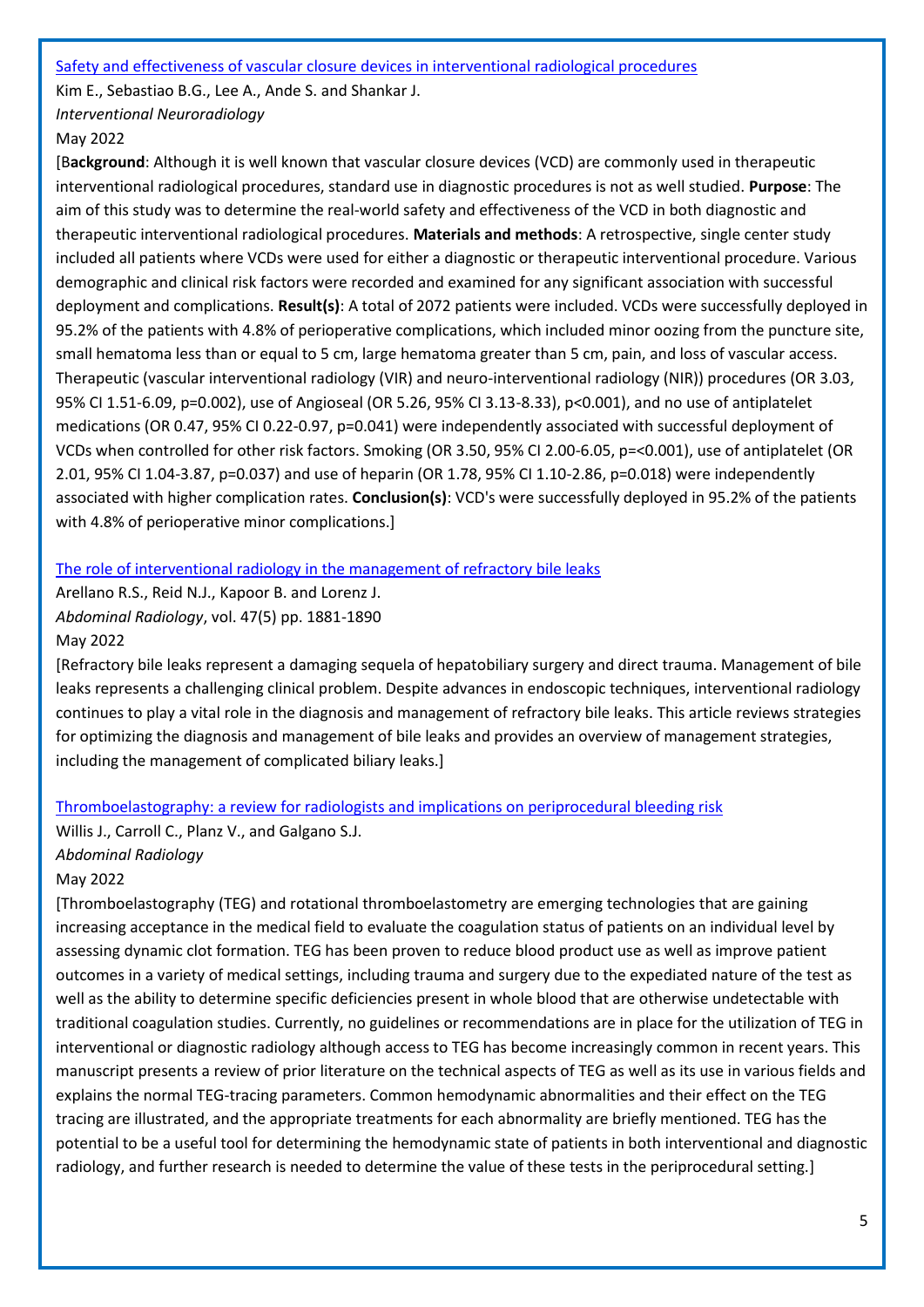[Safety and effectiveness of vascular closure devices in interventional radiological procedures]

Kim E., Sebastiao B.G., Lee A., Ande S. and Shankar J.

*Interventional Neuroradiology*

May 2022

[B**ackground**: Although it is well known that vascular closure devices (VCD) are commonly used in therapeutic interventional radiological procedures, standard use in diagnostic procedures is not as well studied. **Purpose**: The aim of this study was to determine the real-world safety and effectiveness of the VCD in both diagnostic and therapeutic interventional radiological procedures. **Materials and methods**: A retrospective, single center study included all patients where VCDs were used for either a diagnostic or therapeutic interventional procedure. Various demographic and clinical risk factors were recorded and examined for any significant association with successful deployment and complications. **Result(s)**: A total of 2072 patients were included. VCDs were successfully deployed in 95.2% of the patients with 4.8% of perioperative complications, which included minor oozing from the puncture site, small hematoma less than or equal to 5 cm, large hematoma greater than 5 cm, pain, and loss of vascular access. Therapeutic (vascular interventional radiology (VIR) and neuro-interventional radiology (NIR)) procedures (OR 3.03, 95% CI 1.51-6.09, $p=0.002$), use of Angioseal (OR 5.26, 95% CI 3.13-8.33), $p<0.001$), and no use of antiplatelet medications (OR 0.47, 95% CI 0.22-0.97, $p=0.041$) were independently associated with successful deployment of VCDs when controlled for other risk factors. Smoking (OR 3.50, 95% CI 2.00-6.05, p=<0.001), use of antiplatelet (OR 2.01, 95% CI 1.04-3.87, $p=0.037$) and use of heparin (OR 1.78, 95% CI 1.10-2.86, $p=0.018$) were independently associated with higher complication rates. **Conclusion(s)**: VCD's were successfully deployed in 95.2% of the patients with 4.8% of perioperative minor complications.]

[The role of interventional radiology in the management of refractory bile leaks]

Arellano R.S., Reid N.J., Kapoor B. and Lorenz J.

*Abdominal Radiology*, vol. 47(5) pp. 1881-1890

May 2022

[Refractory bile leaks represent a damaging sequela of hepatobiliary surgery and direct trauma. Management of bile leaks represents a challenging clinical problem. Despite advances in endoscopic techniques, interventional radiology continues to play a vital role in the diagnosis and management of refractory bile leaks. This article reviews strategies for optimizing the diagnosis and management of bile leaks and provides an overview of management strategies, including the management of complicated biliary leaks.]

[Thromboelastography: a review for radiologists and implications on periprocedural bleeding risk]

Willis J., Carroll C., Planz V., and Galgano S.J.

*Abdominal Radiology*

May 2022

[Thromboelastography (TEG) and rotational thromboelastometry are emerging technologies that are gaining increasing acceptance in the medical field to evaluate the coagulation status of patients on an individual level by assessing dynamic clot formation. TEG has been proven to reduce blood product use as well as improve patient outcomes in a variety of medical settings, including trauma and surgery due to the expediated nature of the test as well as the ability to determine specific deficiencies present in whole blood that are otherwise undetectable with traditional coagulation studies. Currently, no guidelines or recommendations are in place for the utilization of TEG in interventional or diagnostic radiology although access to TEG has become increasingly common in recent years. This manuscript presents a review of prior literature on the technical aspects of TEG as well as its use in various fields and explains the normal TEG-tracing parameters. Common hemodynamic abnormalities and their effect on the TEG tracing are illustrated, and the appropriate treatments for each abnormality are briefly mentioned. TEG has the potential to be a useful tool for determining the hemodynamic state of patients in both interventional and diagnostic radiology, and further research is needed to determine the value of these tests in the periprocedural setting.]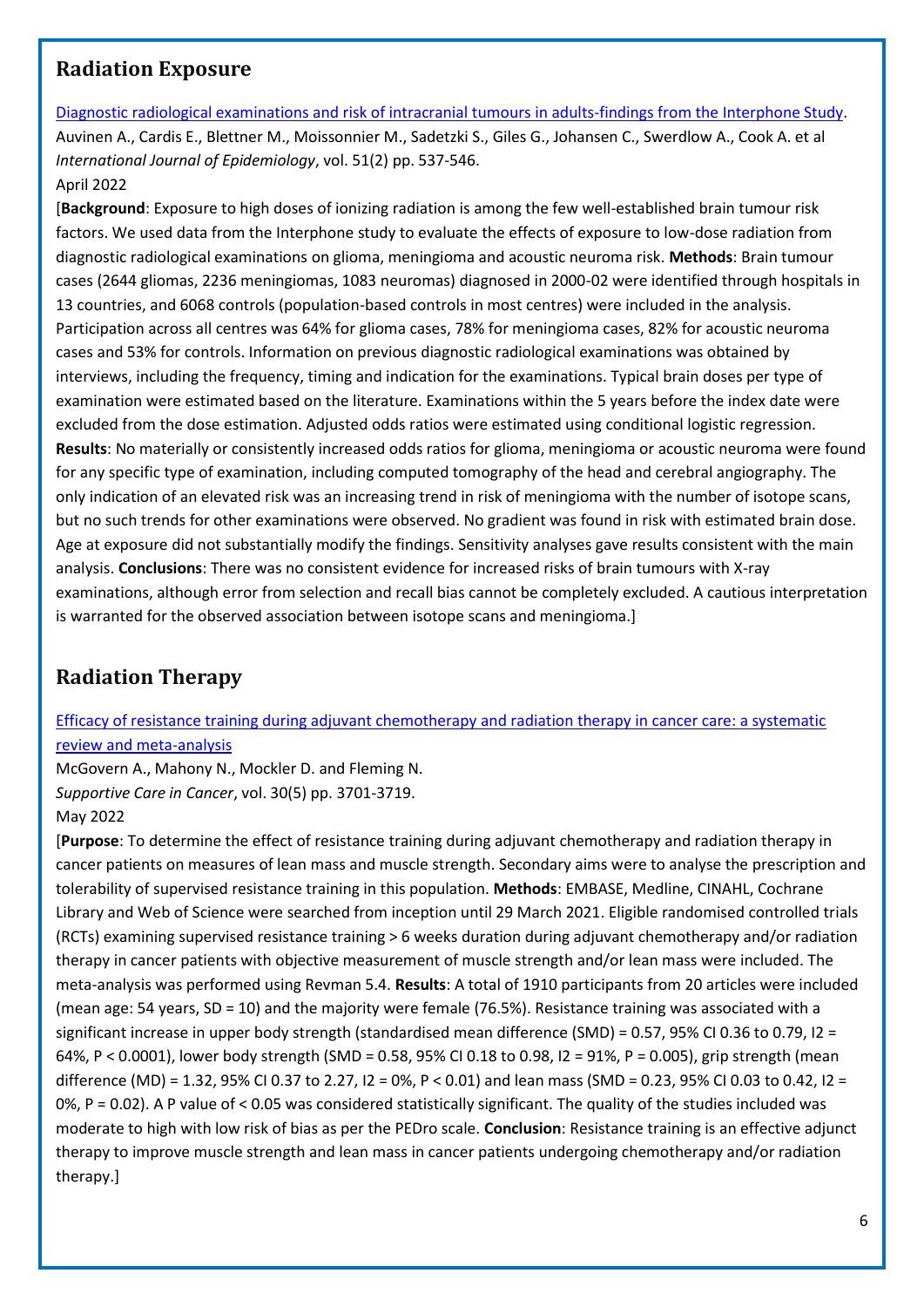## Radiation Exposure

[Diagnostic radiological examinations and risk of intracranial tumours in adults-findings from the Interphone Study](#).
Auvinen A., Cardis E., Blettner M., Moissonnier M., Sadetzki S., Giles G., Johansen C., Swerdlow A., Cook A. et al
*International Journal of Epidemiology*, vol. 51(2) pp. 537-546.
April 2022

[**Background**: Exposure to high doses of ionizing radiation is among the few well-established brain tumour risk factors. We used data from the Interphone study to evaluate the effects of exposure to low-dose radiation from diagnostic radiological examinations on glioma, meningioma and acoustic neuroma risk. **Methods**: Brain tumour cases (2644 gliomas, 2236 meningiomas, 1083 neuromas) diagnosed in 2000-02 were identified through hospitals in 13 countries, and 6068 controls (population-based controls in most centres) were included in the analysis. Participation across all centres was 64% for glioma cases, 78% for meningioma cases, 82% for acoustic neuroma cases and 53% for controls. Information on previous diagnostic radiological examinations was obtained by interviews, including the frequency, timing and indication for the examinations. Typical brain doses per type of examination were estimated based on the literature. Examinations within the 5 years before the index date were excluded from the dose estimation. Adjusted odds ratios were estimated using conditional logistic regression. **Results**: No materially or consistently increased odds ratios for glioma, meningioma or acoustic neuroma were found for any specific type of examination, including computed tomography of the head and cerebral angiography. The only indication of an elevated risk was an increasing trend in risk of meningioma with the number of isotope scans, but no such trends for other examinations were observed. No gradient was found in risk with estimated brain dose. Age at exposure did not substantially modify the findings. Sensitivity analyses gave results consistent with the main analysis. **Conclusions**: There was no consistent evidence for increased risks of brain tumours with X-ray examinations, although error from selection and recall bias cannot be completely excluded. A cautious interpretation is warranted for the observed association between isotope scans and meningioma.]

## Radiation Therapy

[Efficacy of resistance training during adjuvant chemotherapy and radiation therapy in cancer care: a systematic review and meta-analysis](#)
McGovern A., Mahony N., Mockler D. and Fleming N.
*Supportive Care in Cancer*, vol. 30(5) pp. 3701-3719.
May 2022

[**Purpose**: To determine the effect of resistance training during adjuvant chemotherapy and radiation therapy in cancer patients on measures of lean mass and muscle strength. Secondary aims were to analyse the prescription and tolerability of supervised resistance training in this population. **Methods**: EMBASE, Medline, CINAHL, Cochrane Library and Web of Science were searched from inception until 29 March 2021. Eligible randomised controlled trials (RCTs) examining supervised resistance training > 6 weeks duration during adjuvant chemotherapy and/or radiation therapy in cancer patients with objective measurement of muscle strength and/or lean mass were included. The meta-analysis was performed using Revman 5.4. **Results**: A total of 1910 participants from 20 articles were included (mean age: 54 years, SD = 10) and the majority were female (76.5%). Resistance training was associated with a significant increase in upper body strength (standardised mean difference (SMD) = 0.57, 95% CI 0.36 to 0.79, I2 = 64%, P < 0.0001), lower body strength (SMD = 0.58, 95% CI 0.18 to 0.98, I2 = 91%, P = 0.005), grip strength (mean difference (MD) = 1.32, 95% CI 0.37 to 2.27, I2 = 0%, P < 0.01) and lean mass (SMD = 0.23, 95% CI 0.03 to 0.42, I2 = 0%, P = 0.02). A P value of < 0.05 was considered statistically significant. The quality of the studies included was moderate to high with low risk of bias as per the PEDro scale. **Conclusion**: Resistance training is an effective adjunct therapy to improve muscle strength and lean mass in cancer patients undergoing chemotherapy and/or radiation therapy.]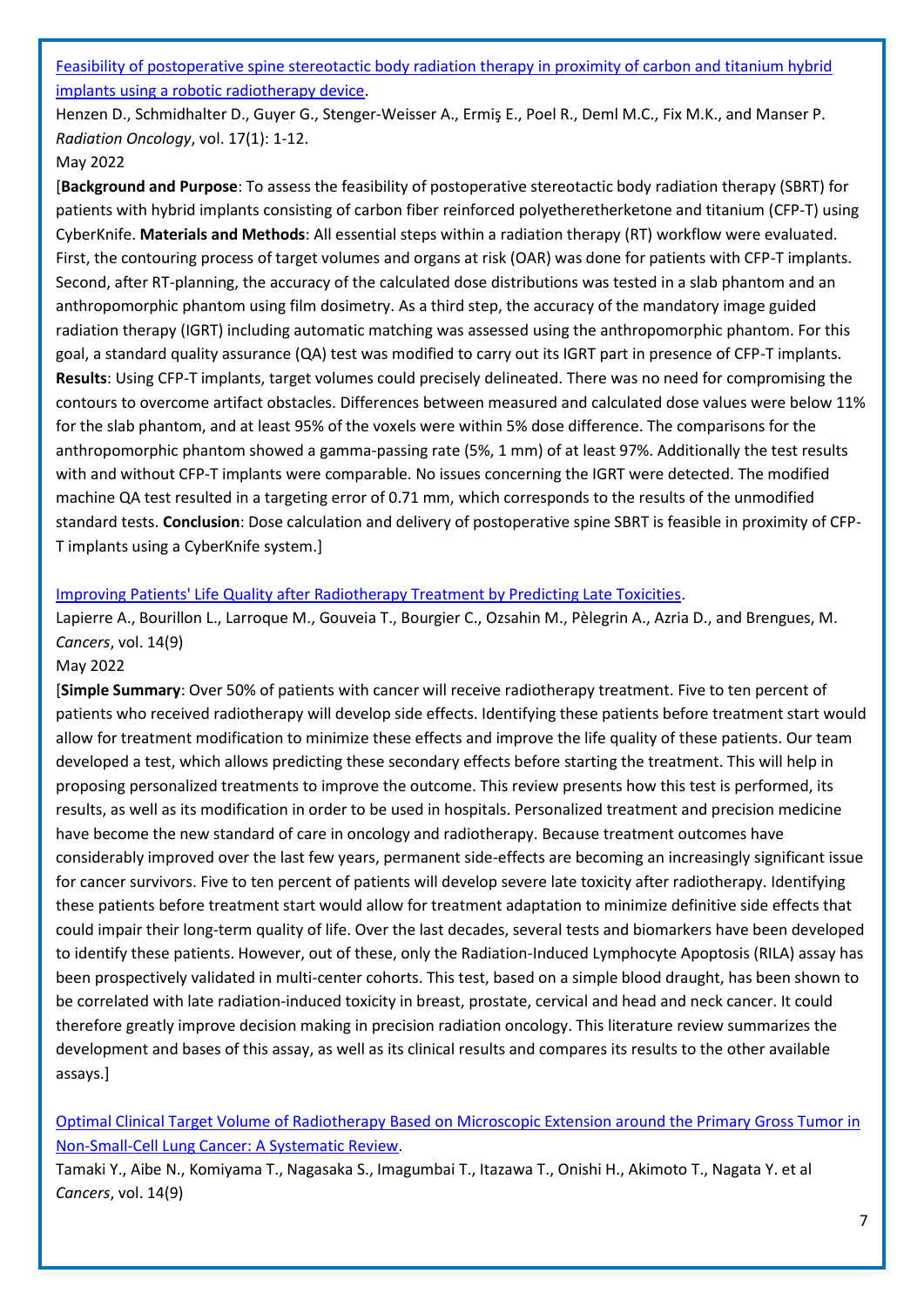[Feasibility of postoperative spine stereotactic body radiation therapy in proximity of carbon and titanium hybrid implants using a robotic radiotherapy device](#).

Henzen D., Schmidhalter D., Guyer G., Stenger-Weisser A., Ermiş E., Poel R., Deml M.C., Fix M.K., and Manser P. *Radiation Oncology*, vol. 17(1): 1-12.

May 2022

[**Background and Purpose**: To assess the feasibility of postoperative stereotactic body radiation therapy (SBRT) for patients with hybrid implants consisting of carbon fiber reinforced polyetheretherketone and titanium (CFP-T) using CyberKnife. **Materials and Methods**: All essential steps within a radiation therapy (RT) workflow were evaluated. First, the contouring process of target volumes and organs at risk (OAR) was done for patients with CFP-T implants. Second, after RT-planning, the accuracy of the calculated dose distributions was tested in a slab phantom and an anthropomorphic phantom using film dosimetry. As a third step, the accuracy of the mandatory image guided radiation therapy (IGRT) including automatic matching was assessed using the anthropomorphic phantom. For this goal, a standard quality assurance (QA) test was modified to carry out its IGRT part in presence of CFP-T implants. **Results**: Using CFP-T implants, target volumes could precisely delineated. There was no need for compromising the contours to overcome artifact obstacles. Differences between measured and calculated dose values were below 11% for the slab phantom, and at least 95% of the voxels were within 5% dose difference. The comparisons for the anthropomorphic phantom showed a gamma-passing rate (5%, 1 mm) of at least 97%. Additionally the test results with and without CFP-T implants were comparable. No issues concerning the IGRT were detected. The modified machine QA test resulted in a targeting error of 0.71 mm, which corresponds to the results of the unmodified standard tests. **Conclusion**: Dose calculation and delivery of postoperative spine SBRT is feasible in proximity of CFP-T implants using a CyberKnife system.]

[Improving Patients' Life Quality after Radiotherapy Treatment by Predicting Late Toxicities](#).

Lapierre A., Bourillon L., Larroque M., Gouveia T., Bourgier C., Ozsahin M., Pèlegrin A., Azria D., and Brengues, M. *Cancers*, vol. 14(9)

May 2022

[**Simple Summary**: Over 50% of patients with cancer will receive radiotherapy treatment. Five to ten percent of patients who received radiotherapy will develop side effects. Identifying these patients before treatment start would allow for treatment modification to minimize these effects and improve the life quality of these patients. Our team developed a test, which allows predicting these secondary effects before starting the treatment. This will help in proposing personalized treatments to improve the outcome. This review presents how this test is performed, its results, as well as its modification in order to be used in hospitals. Personalized treatment and precision medicine have become the new standard of care in oncology and radiotherapy. Because treatment outcomes have considerably improved over the last few years, permanent side-effects are becoming an increasingly significant issue for cancer survivors. Five to ten percent of patients will develop severe late toxicity after radiotherapy. Identifying these patients before treatment start would allow for treatment adaptation to minimize definitive side effects that could impair their long-term quality of life. Over the last decades, several tests and biomarkers have been developed to identify these patients. However, out of these, only the Radiation-Induced Lymphocyte Apoptosis (RILA) assay has been prospectively validated in multi-center cohorts. This test, based on a simple blood draught, has been shown to be correlated with late radiation-induced toxicity in breast, prostate, cervical and head and neck cancer. It could therefore greatly improve decision making in precision radiation oncology. This literature review summarizes the development and bases of this assay, as well as its clinical results and compares its results to the other available assays.]

[Optimal Clinical Target Volume of Radiotherapy Based on Microscopic Extension around the Primary Gross Tumor in Non-Small-Cell Lung Cancer: A Systematic Review](#).

Tamaki Y., Aibe N., Komiyama T., Nagasaka S., Imagumbai T., Itazawa T., Onishi H., Akimoto T., Nagata Y. et al *Cancers*, vol. 14(9)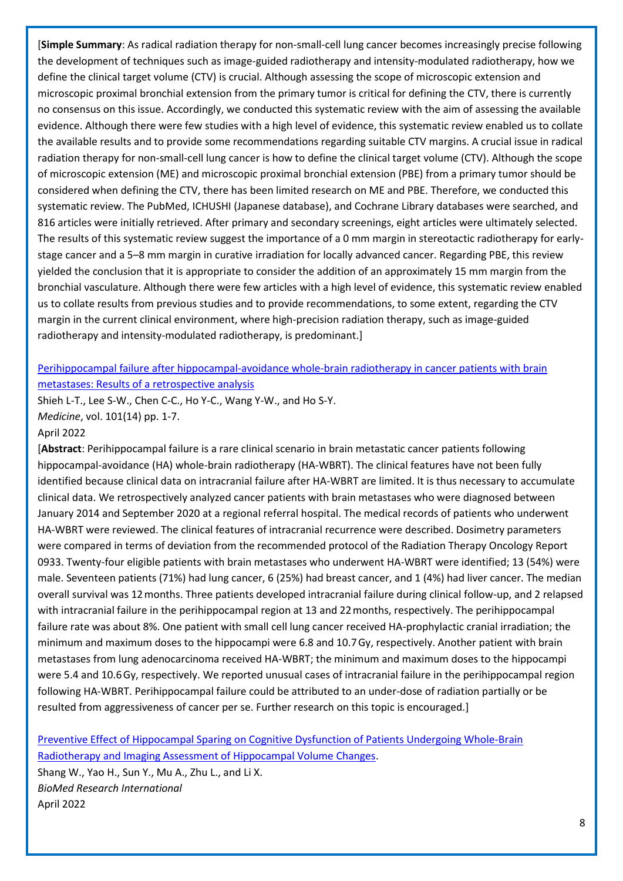[**Simple Summary**: As radical radiation therapy for non-small-cell lung cancer becomes increasingly precise following the development of techniques such as image-guided radiotherapy and intensity-modulated radiotherapy, how we define the clinical target volume (CTV) is crucial. Although assessing the scope of microscopic extension and microscopic proximal bronchial extension from the primary tumor is critical for defining the CTV, there is currently no consensus on this issue. Accordingly, we conducted this systematic review with the aim of assessing the available evidence. Although there were few studies with a high level of evidence, this systematic review enabled us to collate the available results and to provide some recommendations regarding suitable CTV margins. A crucial issue in radical radiation therapy for non-small-cell lung cancer is how to define the clinical target volume (CTV). Although the scope of microscopic extension (ME) and microscopic proximal bronchial extension (PBE) from a primary tumor should be considered when defining the CTV, there has been limited research on ME and PBE. Therefore, we conducted this systematic review. The PubMed, ICHUSHI (Japanese database), and Cochrane Library databases were searched, and 816 articles were initially retrieved. After primary and secondary screenings, eight articles were ultimately selected. The results of this systematic review suggest the importance of a 0 mm margin in stereotactic radiotherapy for early-stage cancer and a 5–8 mm margin in curative irradiation for locally advanced cancer. Regarding PBE, this review yielded the conclusion that it is appropriate to consider the addition of an approximately 15 mm margin from the bronchial vasculature. Although there were few articles with a high level of evidence, this systematic review enabled us to collate results from previous studies and to provide recommendations, to some extent, regarding the CTV margin in the current clinical environment, where high-precision radiation therapy, such as image-guided radiotherapy and intensity-modulated radiotherapy, is predominant.]

Perihippocampal failure after hippocampal-avoidance whole-brain radiotherapy in cancer patients with brain metastases: Results of a retrospective analysis
Shieh L-T., Lee S-W., Chen C-C., Ho Y-C., Wang Y-W., and Ho S-Y.
*Medicine*, vol. 101(14) pp. 1-7.
April 2022
[**Abstract**: Perihippocampal failure is a rare clinical scenario in brain metastatic cancer patients following hippocampal-avoidance (HA) whole-brain radiotherapy (HA-WBRT). The clinical features have not been fully identified because clinical data on intracranial failure after HA-WBRT are limited. It is thus necessary to accumulate clinical data. We retrospectively analyzed cancer patients with brain metastases who were diagnosed between January 2014 and September 2020 at a regional referral hospital. The medical records of patients who underwent HA-WBRT were reviewed. The clinical features of intracranial recurrence were described. Dosimetry parameters were compared in terms of deviation from the recommended protocol of the Radiation Therapy Oncology Report 0933. Twenty-four eligible patients with brain metastases who underwent HA-WBRT were identified; 13 (54%) were male. Seventeen patients (71%) had lung cancer, 6 (25%) had breast cancer, and 1 (4%) had liver cancer. The median overall survival was 12 months. Three patients developed intracranial failure during clinical follow-up, and 2 relapsed with intracranial failure in the perihippocampal region at 13 and 22 months, respectively. The perihippocampal failure rate was about 8%. One patient with small cell lung cancer received HA-prophylactic cranial irradiation; the minimum and maximum doses to the hippocampi were 6.8 and 10.7 Gy, respectively. Another patient with brain metastases from lung adenocarcinoma received HA-WBRT; the minimum and maximum doses to the hippocampi were 5.4 and 10.6 Gy, respectively. We reported unusual cases of intracranial failure in the perihippocampal region following HA-WBRT. Perihippocampal failure could be attributed to an under-dose of radiation partially or be resulted from aggressiveness of cancer per se. Further research on this topic is encouraged.]

Preventive Effect of Hippocampal Sparing on Cognitive Dysfunction of Patients Undergoing Whole-Brain Radiotherapy and Imaging Assessment of Hippocampal Volume Changes.
Shang W., Yao H., Sun Y., Mu A., Zhu L., and Li X.
*BioMed Research International*
April 2022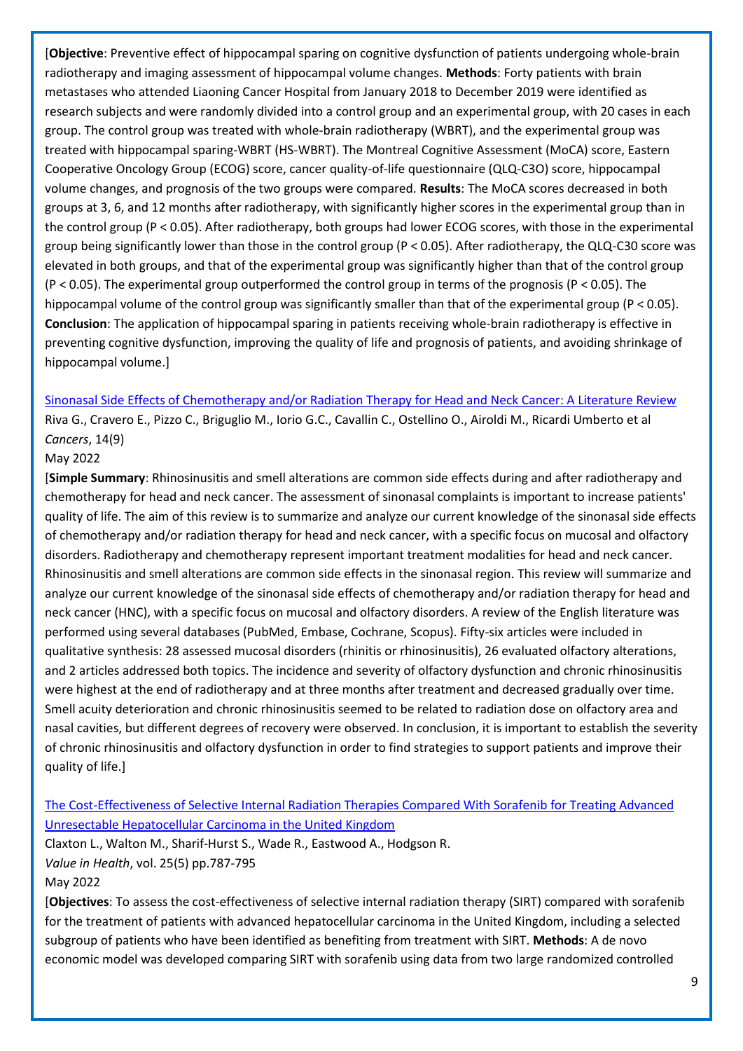[**Objective**: Preventive effect of hippocampal sparing on cognitive dysfunction of patients undergoing whole-brain radiotherapy and imaging assessment of hippocampal volume changes. **Methods**: Forty patients with brain metastases who attended Liaoning Cancer Hospital from January 2018 to December 2019 were identified as research subjects and were randomly divided into a control group and an experimental group, with 20 cases in each group. The control group was treated with whole-brain radiotherapy (WBRT), and the experimental group was treated with hippocampal sparing-WBRT (HS-WBRT). The Montreal Cognitive Assessment (MoCA) score, Eastern Cooperative Oncology Group (ECOG) score, cancer quality-of-life questionnaire (QLQ-C3O) score, hippocampal volume changes, and prognosis of the two groups were compared. **Results**: The MoCA scores decreased in both groups at 3, 6, and 12 months after radiotherapy, with significantly higher scores in the experimental group than in the control group ($P < 0.05$). After radiotherapy, both groups had lower ECOG scores, with those in the experimental group being significantly lower than those in the control group ($P < 0.05$). After radiotherapy, the QLQ-C30 score was elevated in both groups, and that of the experimental group was significantly higher than that of the control group ($P < 0.05$). The experimental group outperformed the control group in terms of the prognosis ($P < 0.05$). The hippocampal volume of the control group was significantly smaller than that of the experimental group ($P < 0.05$). **Conclusion**: The application of hippocampal sparing in patients receiving whole-brain radiotherapy is effective in preventing cognitive dysfunction, improving the quality of life and prognosis of patients, and avoiding shrinkage of hippocampal volume.]

[Sinonasal Side Effects of Chemotherapy and/or Radiation Therapy for Head and Neck Cancer: A Literature Review]()
Riva G., Cravero E., Pizzo C., Briguglio M., Iorio G.C., Cavallin C., Ostellino O., Airoldi M., Ricardi Umberto et al
*Cancers*, 14(9)
May 2022

[**Simple Summary**: Rhinosinusitis and smell alterations are common side effects during and after radiotherapy and chemotherapy for head and neck cancer. The assessment of sinonasal complaints is important to increase patients' quality of life. The aim of this review is to summarize and analyze our current knowledge of the sinonasal side effects of chemotherapy and/or radiation therapy for head and neck cancer, with a specific focus on mucosal and olfactory disorders. Radiotherapy and chemotherapy represent important treatment modalities for head and neck cancer. Rhinosinusitis and smell alterations are common side effects in the sinonasal region. This review will summarize and analyze our current knowledge of the sinonasal side effects of chemotherapy and/or radiation therapy for head and neck cancer (HNC), with a specific focus on mucosal and olfactory disorders. A review of the English literature was performed using several databases (PubMed, Embase, Cochrane, Scopus). Fifty-six articles were included in qualitative synthesis: 28 assessed mucosal disorders (rhinitis or rhinosinusitis), 26 evaluated olfactory alterations, and 2 articles addressed both topics. The incidence and severity of olfactory dysfunction and chronic rhinosinusitis were highest at the end of radiotherapy and at three months after treatment and decreased gradually over time. Smell acuity deterioration and chronic rhinosinusitis seemed to be related to radiation dose on olfactory area and nasal cavities, but different degrees of recovery were observed. In conclusion, it is important to establish the severity of chronic rhinosinusitis and olfactory dysfunction in order to find strategies to support patients and improve their quality of life.]

[The Cost-Effectiveness of Selective Internal Radiation Therapies Compared With Sorafenib for Treating Advanced Unresectable Hepatocellular Carcinoma in the United Kingdom]()
Claxton L., Walton M., Sharif-Hurst S., Wade R., Eastwood A., Hodgson R.
*Value in Health*, vol. 25(5) pp.787-795
May 2022

[**Objectives**: To assess the cost-effectiveness of selective internal radiation therapy (SIRT) compared with sorafenib for the treatment of patients with advanced hepatocellular carcinoma in the United Kingdom, including a selected subgroup of patients who have been identified as benefiting from treatment with SIRT. **Methods**: A de novo economic model was developed comparing SIRT with sorafenib using data from two large randomized controlled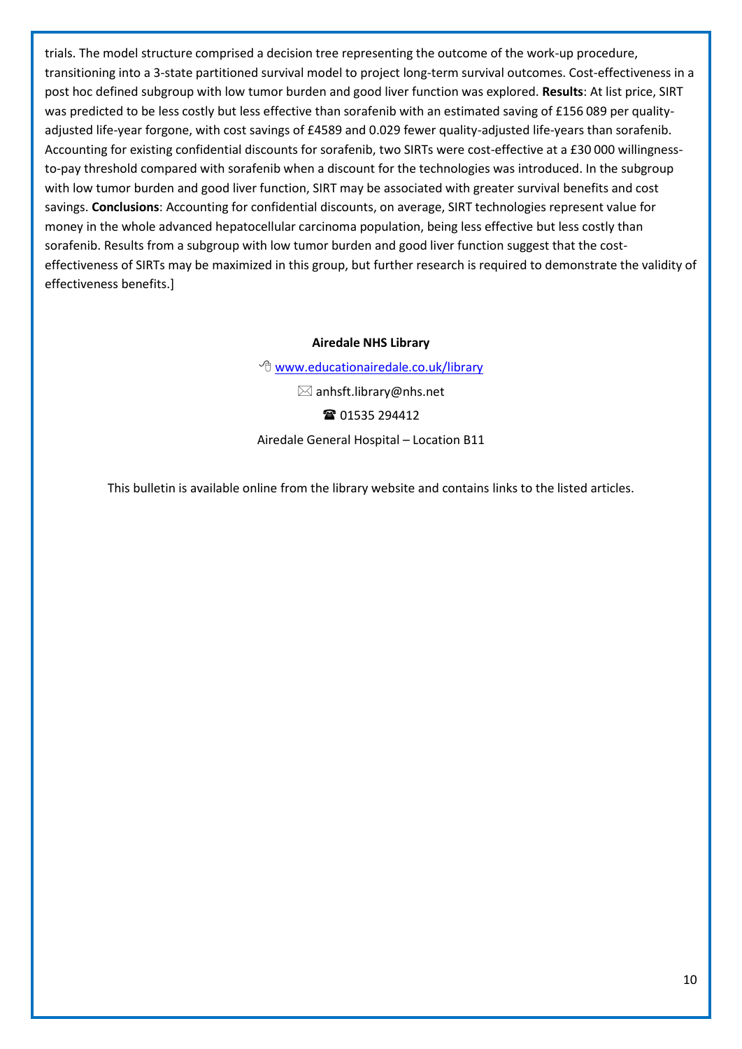trials. The model structure comprised a decision tree representing the outcome of the work-up procedure, transitioning into a 3-state partitioned survival model to project long-term survival outcomes. Cost-effectiveness in a post hoc defined subgroup with low tumor burden and good liver function was explored. **Results**: At list price, SIRT was predicted to be less costly but less effective than sorafenib with an estimated saving of £156 089 per quality-adjusted life-year forgone, with cost savings of £4589 and 0.029 fewer quality-adjusted life-years than sorafenib. Accounting for existing confidential discounts for sorafenib, two SIRTs were cost-effective at a £30 000 willingness-to-pay threshold compared with sorafenib when a discount for the technologies was introduced. In the subgroup with low tumor burden and good liver function, SIRT may be associated with greater survival benefits and cost savings. **Conclusions**: Accounting for confidential discounts, on average, SIRT technologies represent value for money in the whole advanced hepatocellular carcinoma population, being less effective but less costly than sorafenib. Results from a subgroup with low tumor burden and good liver function suggest that the cost-effectiveness of SIRTs may be maximized in this group, but further research is required to demonstrate the validity of effectiveness benefits.]

**Airedale NHS Library**

www.educationairedale.co.uk/library

anhsft.library@nhs.net

01535 294412

Airedale General Hospital – Location B11

This bulletin is available online from the library website and contains links to the listed articles.